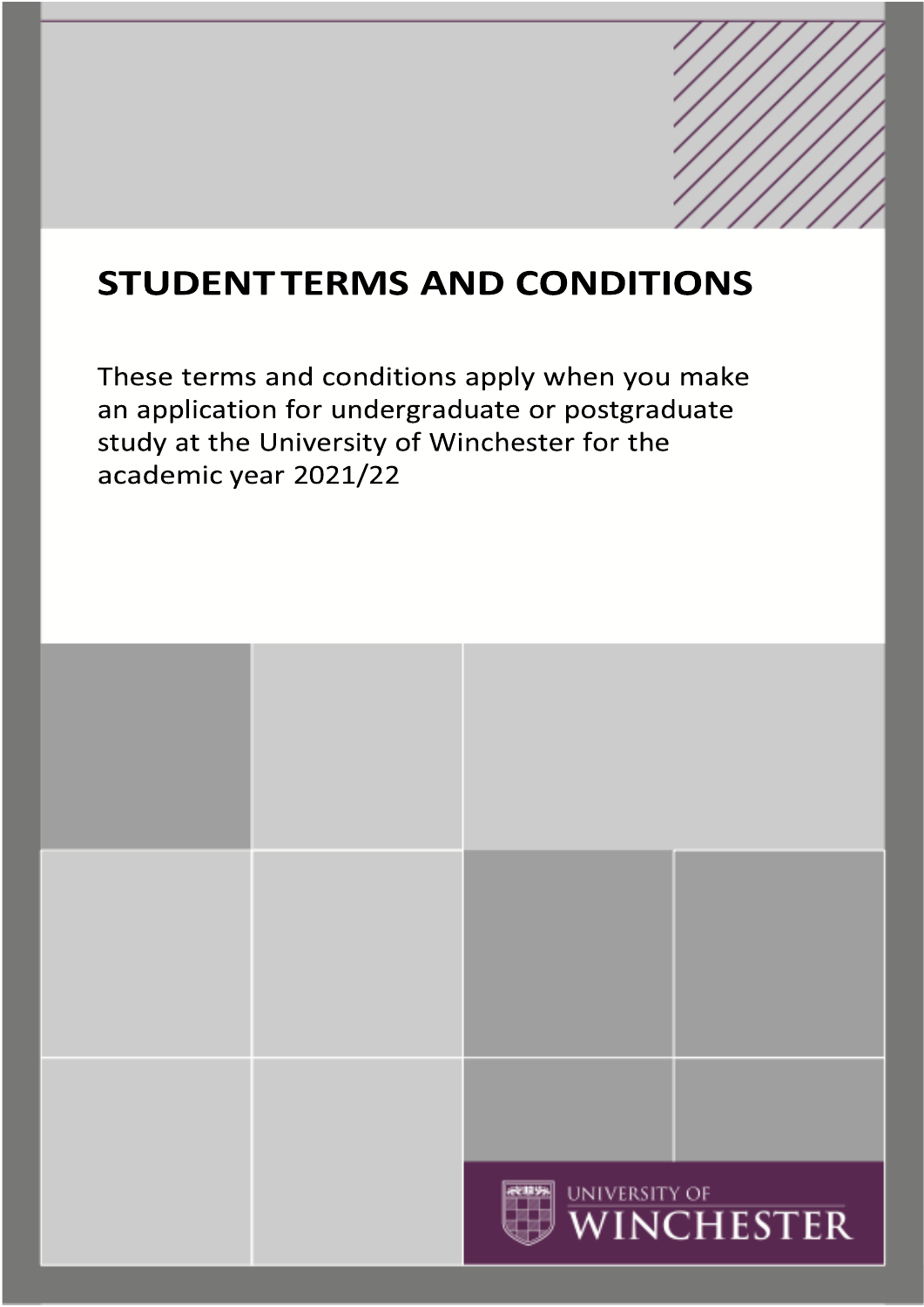# STUDENT TERMS AND CONDITIONS

These terms and conditions apply when you make an application for undergraduate or postgraduate study at the University of Winchester for the academic year 2021/22

UNIVERSITY OF WINCHESTER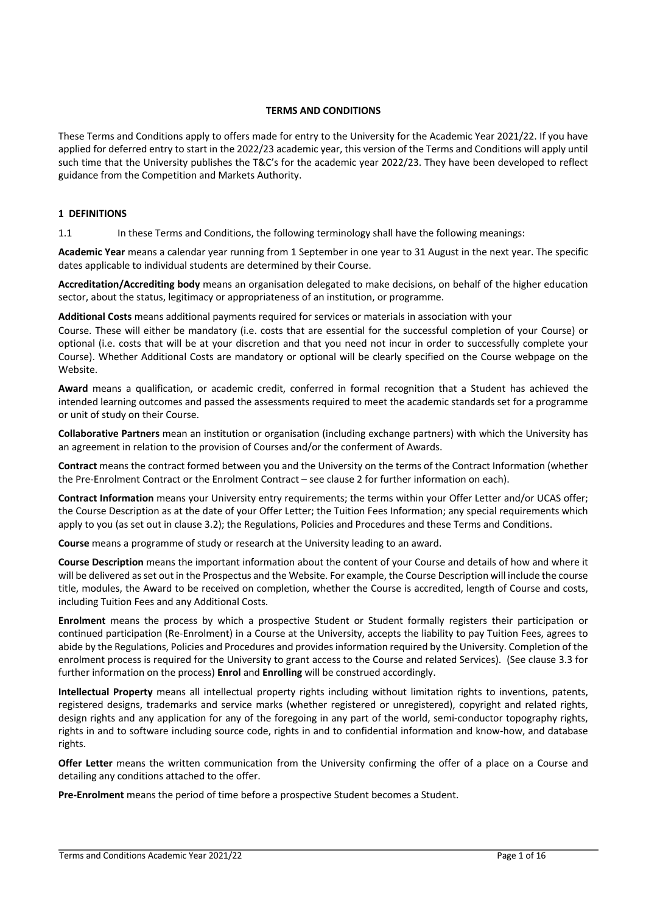**TERMS AND CONDITIONS**

These Terms and Conditions apply to offers made for entry to the University for the Academic Year 2021/22. If you have applied for deferred entry to start in the 2022/23 academic year, this version of the Terms and Conditions will apply until such time that the University publishes the T&C's for the academic year 2022/23. They have been developed to reflect guidance from the Competition and Markets Authority.

## 1 DEFINITIONS

1.1 In these Terms and Conditions, the following terminology shall have the following meanings:

**Academic Year** means a calendar year running from 1 September in one year to 31 August in the next year. The specific dates applicable to individual students are determined by their Course.

**Accreditation/Accrediting body** means an organisation delegated to make decisions, on behalf of the higher education sector, about the status, legitimacy or appropriateness of an institution, or programme.

**Additional Costs** means additional payments required for services or materials in association with your Course. These will either be mandatory (i.e. costs that are essential for the successful completion of your Course) or optional (i.e. costs that will be at your discretion and that you need not incur in order to successfully complete your Course). Whether Additional Costs are mandatory or optional will be clearly specified on the Course webpage on the Website.

**Award** means a qualification, or academic credit, conferred in formal recognition that a Student has achieved the intended learning outcomes and passed the assessments required to meet the academic standards set for a programme or unit of study on their Course.

**Collaborative Partners** mean an institution or organisation (including exchange partners) with which the University has an agreement in relation to the provision of Courses and/or the conferment of Awards.

**Contract** means the contract formed between you and the University on the terms of the Contract Information (whether the Pre-Enrolment Contract or the Enrolment Contract – see clause 2 for further information on each).

**Contract Information** means your University entry requirements; the terms within your Offer Letter and/or UCAS offer; the Course Description as at the date of your Offer Letter; the Tuition Fees Information; any special requirements which apply to you (as set out in clause 3.2); the Regulations, Policies and Procedures and these Terms and Conditions.

**Course** means a programme of study or research at the University leading to an award.

**Course Description** means the important information about the content of your Course and details of how and where it will be delivered as set out in the Prospectus and the Website. For example, the Course Description will include the course title, modules, the Award to be received on completion, whether the Course is accredited, length of Course and costs, including Tuition Fees and any Additional Costs.

**Enrolment** means the process by which a prospective Student or Student formally registers their participation or continued participation (Re-Enrolment) in a Course at the University, accepts the liability to pay Tuition Fees, agrees to abide by the Regulations, Policies and Procedures and provides information required by the University. Completion of the enrolment process is required for the University to grant access to the Course and related Services). (See clause 3.3 for further information on the process) **Enrol** and **Enrolling** will be construed accordingly.

**Intellectual Property** means all intellectual property rights including without limitation rights to inventions, patents, registered designs, trademarks and service marks (whether registered or unregistered), copyright and related rights, design rights and any application for any of the foregoing in any part of the world, semi-conductor topography rights, rights in and to software including source code, rights in and to confidential information and know-how, and database rights.

**Offer Letter** means the written communication from the University confirming the offer of a place on a Course and detailing any conditions attached to the offer.

**Pre-Enrolment** means the period of time before a prospective Student becomes a Student.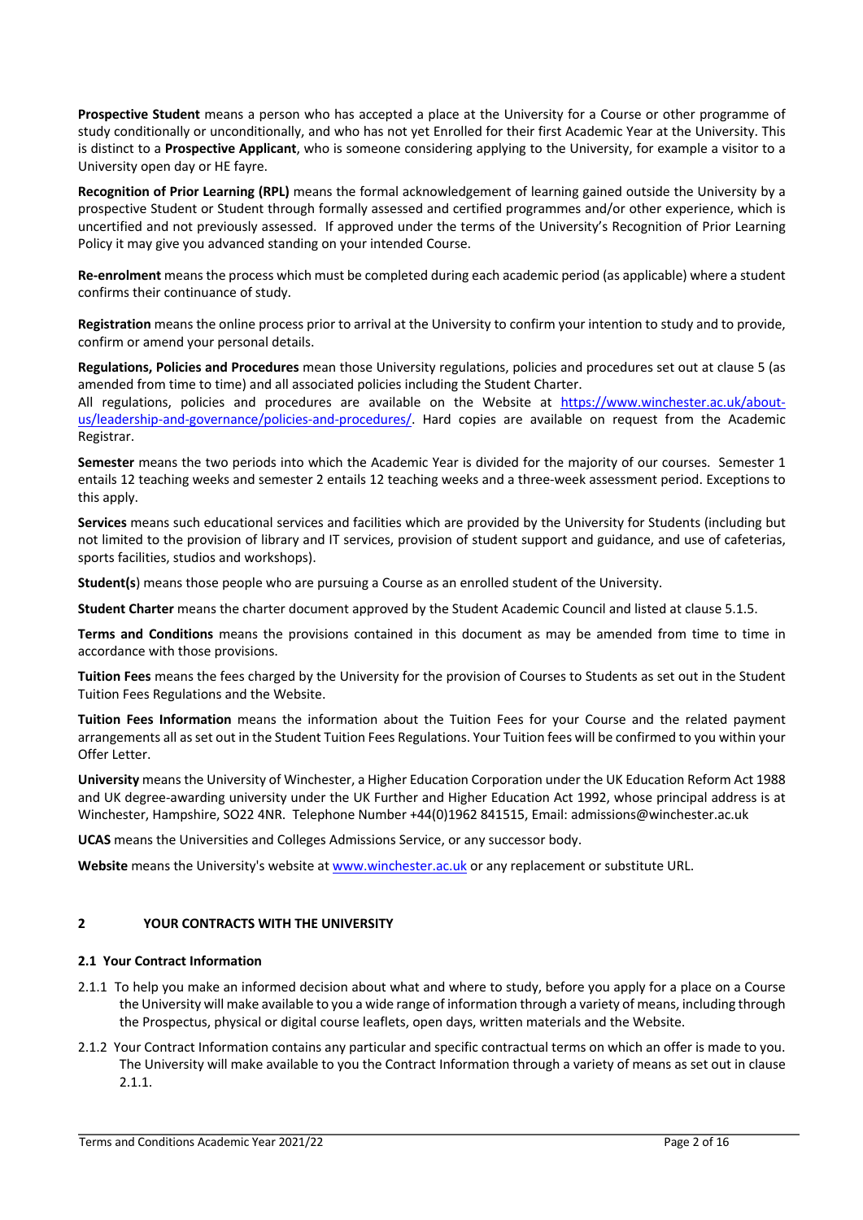**Prospective Student** means a person who has accepted a place at the University for a Course or other programme of study conditionally or unconditionally, and who has not yet Enrolled for their first Academic Year at the University. This is distinct to a **Prospective Applicant**, who is someone considering applying to the University, for example a visitor to a University open day or HE fayre.

**Recognition of Prior Learning (RPL)** means the formal acknowledgement of learning gained outside the University by a prospective Student or Student through formally assessed and certified programmes and/or other experience, which is uncertified and not previously assessed. If approved under the terms of the University's Recognition of Prior Learning Policy it may give you advanced standing on your intended Course.

**Re-enrolment** means the process which must be completed during each academic period (as applicable) where a student confirms their continuance of study.

**Registration** means the online process prior to arrival at the University to confirm your intention to study and to provide, confirm or amend your personal details.

**Regulations, Policies and Procedures** mean those University regulations, policies and procedures set out at clause 5 (as amended from time to time) and all associated policies including the Student Charter.
All regulations, policies and procedures are available on the Website at [https://www.winchester.ac.uk/about-us/leadership-and-governance/policies-and-procedures/](https://www.winchester.ac.uk/about-us/leadership-and-governance/policies-and-procedures/). Hard copies are available on request from the Academic Registrar.

**Semester** means the two periods into which the Academic Year is divided for the majority of our courses. Semester 1 entails 12 teaching weeks and semester 2 entails 12 teaching weeks and a three-week assessment period. Exceptions to this apply.

**Services** means such educational services and facilities which are provided by the University for Students (including but not limited to the provision of library and IT services, provision of student support and guidance, and use of cafeterias, sports facilities, studios and workshops).

**Student(s**) means those people who are pursuing a Course as an enrolled student of the University.

**Student Charter** means the charter document approved by the Student Academic Council and listed at clause 5.1.5.

**Terms and Conditions** means the provisions contained in this document as may be amended from time to time in accordance with those provisions.

**Tuition Fees** means the fees charged by the University for the provision of Courses to Students as set out in the Student Tuition Fees Regulations and the Website.

**Tuition Fees Information** means the information about the Tuition Fees for your Course and the related payment arrangements all as set out in the Student Tuition Fees Regulations. Your Tuition fees will be confirmed to you within your Offer Letter.

**University** means the University of Winchester, a Higher Education Corporation under the UK Education Reform Act 1988 and UK degree-awarding university under the UK Further and Higher Education Act 1992, whose principal address is at Winchester, Hampshire, SO22 4NR. Telephone Number +44(0)1962 841515, Email: admissions@winchester.ac.uk

**UCAS** means the Universities and Colleges Admissions Service, or any successor body.

**Website** means the University's website at [www.winchester.ac.uk](www.winchester.ac.uk) or any replacement or substitute URL.

## 2 YOUR CONTRACTS WITH THE UNIVERSITY

### 2.1 Your Contract Information

2.1.1 To help you make an informed decision about what and where to study, before you apply for a place on a Course the University will make available to you a wide range of information through a variety of means, including through the Prospectus, physical or digital course leaflets, open days, written materials and the Website.

2.1.2 Your Contract Information contains any particular and specific contractual terms on which an offer is made to you. The University will make available to you the Contract Information through a variety of means as set out in clause 2.1.1.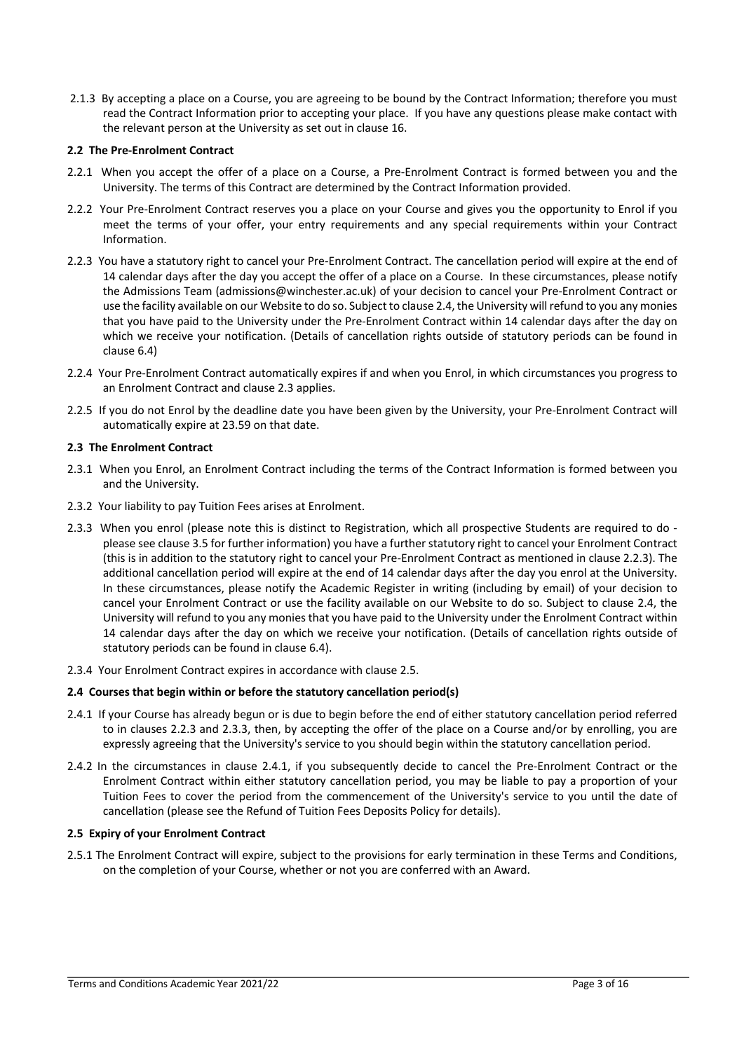2.1.3 By accepting a place on a Course, you are agreeing to be bound by the Contract Information; therefore you must read the Contract Information prior to accepting your place. If you have any questions please make contact with the relevant person at the University as set out in clause 16.

**2.2 The Pre-Enrolment Contract**

2.2.1 When you accept the offer of a place on a Course, a Pre-Enrolment Contract is formed between you and the University. The terms of this Contract are determined by the Contract Information provided.

2.2.2 Your Pre-Enrolment Contract reserves you a place on your Course and gives you the opportunity to Enrol if you meet the terms of your offer, your entry requirements and any special requirements within your Contract Information.

2.2.3 You have a statutory right to cancel your Pre-Enrolment Contract. The cancellation period will expire at the end of 14 calendar days after the day you accept the offer of a place on a Course. In these circumstances, please notify the Admissions Team (admissions@winchester.ac.uk) of your decision to cancel your Pre-Enrolment Contract or use the facility available on our Website to do so. Subject to clause 2.4, the University will refund to you any monies that you have paid to the University under the Pre-Enrolment Contract within 14 calendar days after the day on which we receive your notification. (Details of cancellation rights outside of statutory periods can be found in clause 6.4)

2.2.4 Your Pre-Enrolment Contract automatically expires if and when you Enrol, in which circumstances you progress to an Enrolment Contract and clause 2.3 applies.

2.2.5 If you do not Enrol by the deadline date you have been given by the University, your Pre-Enrolment Contract will automatically expire at 23.59 on that date.

**2.3 The Enrolment Contract**

2.3.1 When you Enrol, an Enrolment Contract including the terms of the Contract Information is formed between you and the University.

2.3.2 Your liability to pay Tuition Fees arises at Enrolment.

2.3.3 When you enrol (please note this is distinct to Registration, which all prospective Students are required to do - please see clause 3.5 for further information) you have a further statutory right to cancel your Enrolment Contract (this is in addition to the statutory right to cancel your Pre-Enrolment Contract as mentioned in clause 2.2.3). The additional cancellation period will expire at the end of 14 calendar days after the day you enrol at the University. In these circumstances, please notify the Academic Register in writing (including by email) of your decision to cancel your Enrolment Contract or use the facility available on our Website to do so. Subject to clause 2.4, the University will refund to you any monies that you have paid to the University under the Enrolment Contract within 14 calendar days after the day on which we receive your notification. (Details of cancellation rights outside of statutory periods can be found in clause 6.4).

2.3.4 Your Enrolment Contract expires in accordance with clause 2.5.

**2.4 Courses that begin within or before the statutory cancellation period(s)**

2.4.1 If your Course has already begun or is due to begin before the end of either statutory cancellation period referred to in clauses 2.2.3 and 2.3.3, then, by accepting the offer of the place on a Course and/or by enrolling, you are expressly agreeing that the University's service to you should begin within the statutory cancellation period.

2.4.2 In the circumstances in clause 2.4.1, if you subsequently decide to cancel the Pre-Enrolment Contract or the Enrolment Contract within either statutory cancellation period, you may be liable to pay a proportion of your Tuition Fees to cover the period from the commencement of the University's service to you until the date of cancellation (please see the Refund of Tuition Fees Deposits Policy for details).

**2.5 Expiry of your Enrolment Contract**

2.5.1 The Enrolment Contract will expire, subject to the provisions for early termination in these Terms and Conditions, on the completion of your Course, whether or not you are conferred with an Award.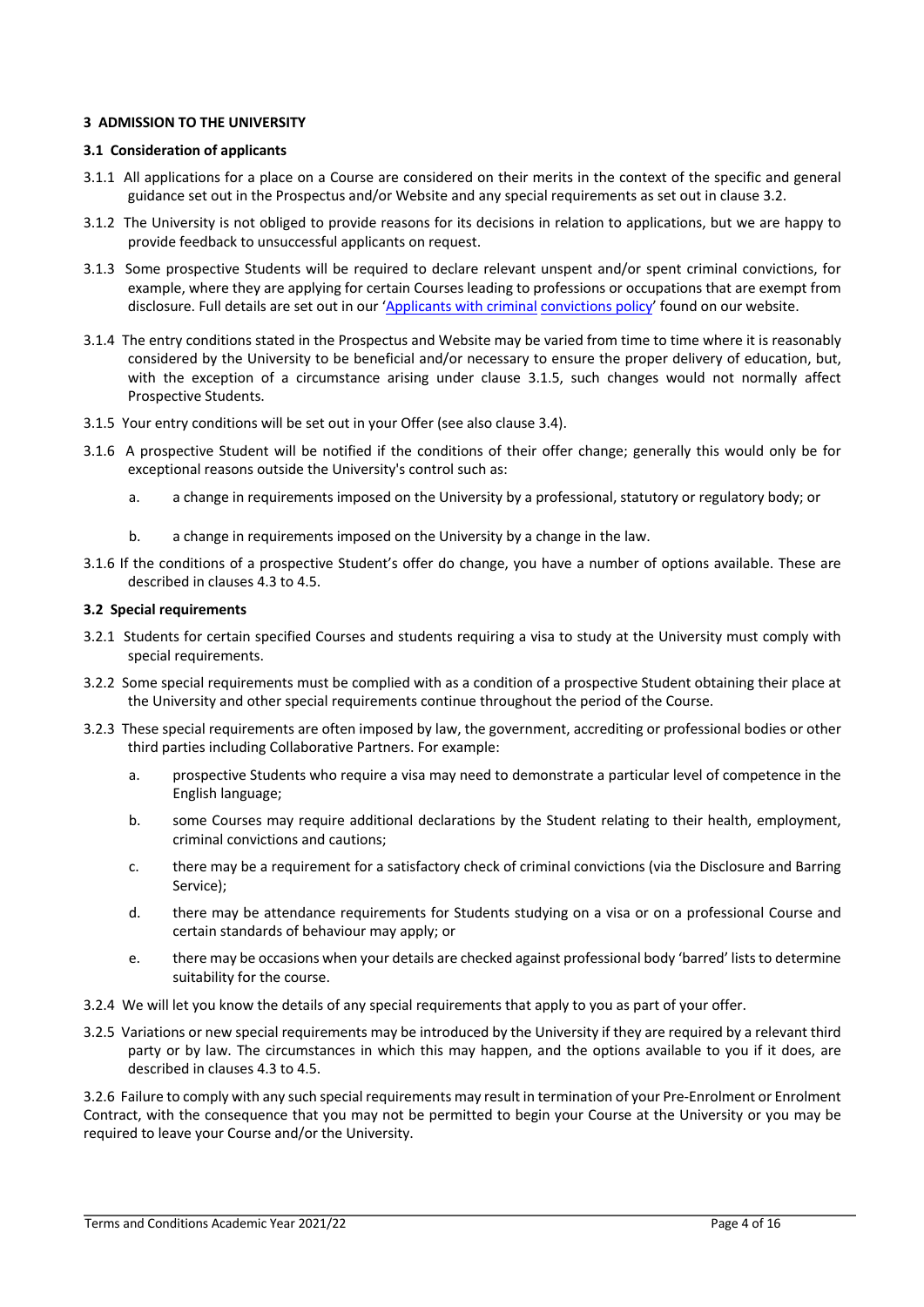## 3 ADMISSION TO THE UNIVERSITY

### 3.1 Consideration of applicants

3.1.1 All applications for a place on a Course are considered on their merits in the context of the specific and general guidance set out in the Prospectus and/or Website and any special requirements as set out in clause 3.2.

3.1.2 The University is not obliged to provide reasons for its decisions in relation to applications, but we are happy to provide feedback to unsuccessful applicants on request.

3.1.3 Some prospective Students will be required to declare relevant unspent and/or spent criminal convictions, for example, where they are applying for certain Courses leading to professions or occupations that are exempt from disclosure. Full details are set out in our 'Applicants with criminal convictions policy' found on our website.

3.1.4 The entry conditions stated in the Prospectus and Website may be varied from time to time where it is reasonably considered by the University to be beneficial and/or necessary to ensure the proper delivery of education, but, with the exception of a circumstance arising under clause 3.1.5, such changes would not normally affect Prospective Students.

3.1.5 Your entry conditions will be set out in your Offer (see also clause 3.4).

3.1.6 A prospective Student will be notified if the conditions of their offer change; generally this would only be for exceptional reasons outside the University's control such as:

a. a change in requirements imposed on the University by a professional, statutory or regulatory body; or

b. a change in requirements imposed on the University by a change in the law.

3.1.6 If the conditions of a prospective Student's offer do change, you have a number of options available. These are described in clauses 4.3 to 4.5.

### 3.2 Special requirements

3.2.1 Students for certain specified Courses and students requiring a visa to study at the University must comply with special requirements.

3.2.2 Some special requirements must be complied with as a condition of a prospective Student obtaining their place at the University and other special requirements continue throughout the period of the Course.

3.2.3 These special requirements are often imposed by law, the government, accrediting or professional bodies or other third parties including Collaborative Partners. For example:

a. prospective Students who require a visa may need to demonstrate a particular level of competence in the English language;

b. some Courses may require additional declarations by the Student relating to their health, employment, criminal convictions and cautions;

c. there may be a requirement for a satisfactory check of criminal convictions (via the Disclosure and Barring Service);

d. there may be attendance requirements for Students studying on a visa or on a professional Course and certain standards of behaviour may apply; or

e. there may be occasions when your details are checked against professional body 'barred' lists to determine suitability for the course.

3.2.4 We will let you know the details of any special requirements that apply to you as part of your offer.

3.2.5 Variations or new special requirements may be introduced by the University if they are required by a relevant third party or by law. The circumstances in which this may happen, and the options available to you if it does, are described in clauses 4.3 to 4.5.

3.2.6 Failure to comply with any such special requirements may result in termination of your Pre-Enrolment or Enrolment Contract, with the consequence that you may not be permitted to begin your Course at the University or you may be required to leave your Course and/or the University.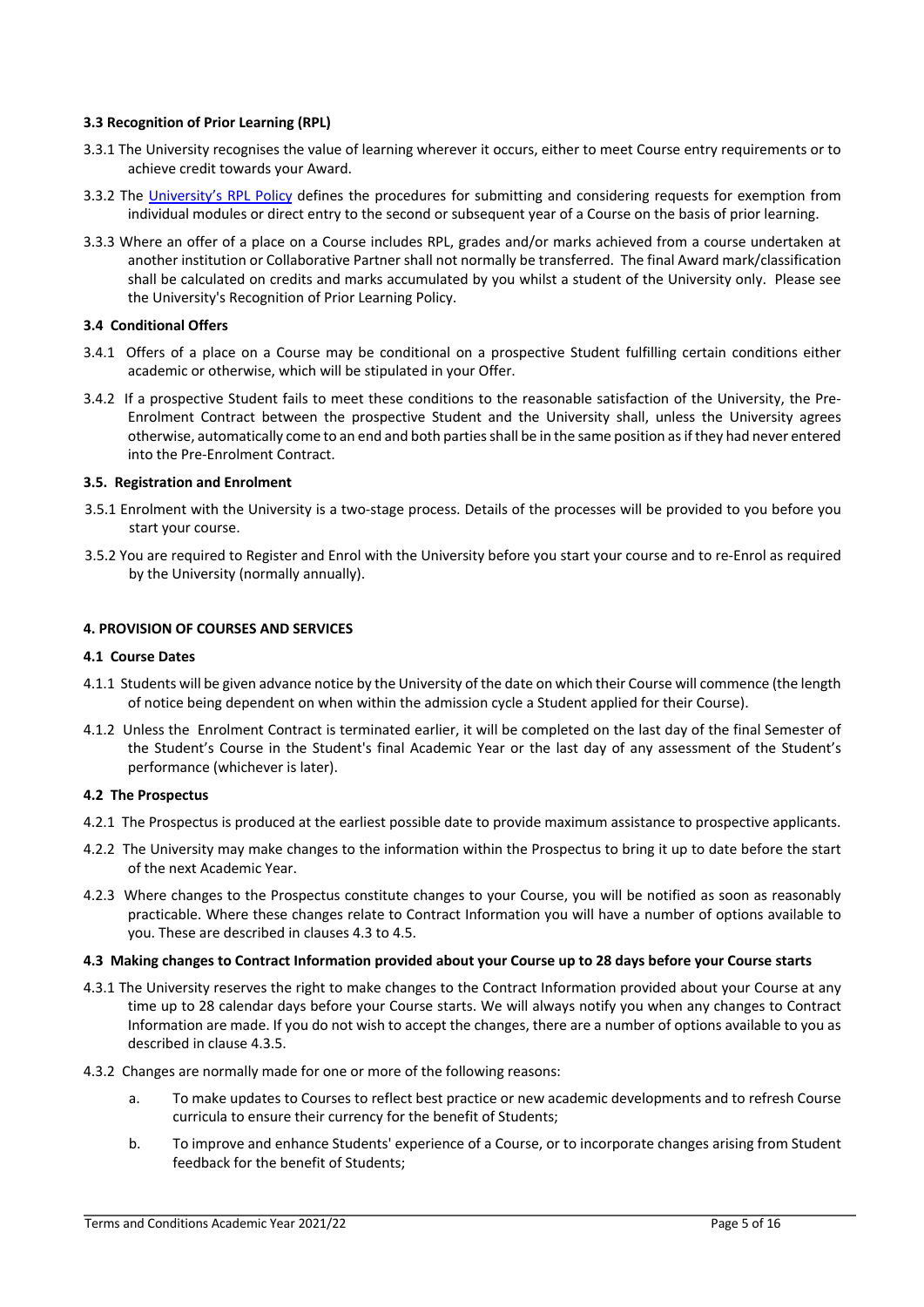**3.3 Recognition of Prior Learning (RPL)**

3.3.1 The University recognises the value of learning wherever it occurs, either to meet Course entry requirements or to achieve credit towards your Award.

3.3.2 The [University's RPL Policy] defines the procedures for submitting and considering requests for exemption from individual modules or direct entry to the second or subsequent year of a Course on the basis of prior learning.

3.3.3 Where an offer of a place on a Course includes RPL, grades and/or marks achieved from a course undertaken at another institution or Collaborative Partner shall not normally be transferred. The final Award mark/classification shall be calculated on credits and marks accumulated by you whilst a student of the University only. Please see the University's Recognition of Prior Learning Policy.

**3.4 Conditional Offers**

3.4.1 Offers of a place on a Course may be conditional on a prospective Student fulfilling certain conditions either academic or otherwise, which will be stipulated in your Offer.

3.4.2 If a prospective Student fails to meet these conditions to the reasonable satisfaction of the University, the Pre-Enrolment Contract between the prospective Student and the University shall, unless the University agrees otherwise, automatically come to an end and both parties shall be in the same position as if they had never entered into the Pre-Enrolment Contract.

**3.5. Registration and Enrolment**

3.5.1 Enrolment with the University is a two-stage process. Details of the processes will be provided to you before you start your course.

3.5.2 You are required to Register and Enrol with the University before you start your course and to re-Enrol as required by the University (normally annually).

**4. PROVISION OF COURSES AND SERVICES**

**4.1 Course Dates**

4.1.1 Students will be given advance notice by the University of the date on which their Course will commence (the length of notice being dependent on when within the admission cycle a Student applied for their Course).

4.1.2 Unless the Enrolment Contract is terminated earlier, it will be completed on the last day of the final Semester of the Student's Course in the Student's final Academic Year or the last day of any assessment of the Student's performance (whichever is later).

**4.2 The Prospectus**

4.2.1 The Prospectus is produced at the earliest possible date to provide maximum assistance to prospective applicants.

4.2.2 The University may make changes to the information within the Prospectus to bring it up to date before the start of the next Academic Year.

4.2.3 Where changes to the Prospectus constitute changes to your Course, you will be notified as soon as reasonably practicable. Where these changes relate to Contract Information you will have a number of options available to you. These are described in clauses 4.3 to 4.5.

**4.3 Making changes to Contract Information provided about your Course up to 28 days before your Course starts**

4.3.1 The University reserves the right to make changes to the Contract Information provided about your Course at any time up to 28 calendar days before your Course starts. We will always notify you when any changes to Contract Information are made. If you do not wish to accept the changes, there are a number of options available to you as described in clause 4.3.5.

4.3.2 Changes are normally made for one or more of the following reasons:

a. To make updates to Courses to reflect best practice or new academic developments and to refresh Course curricula to ensure their currency for the benefit of Students;

b. To improve and enhance Students' experience of a Course, or to incorporate changes arising from Student feedback for the benefit of Students;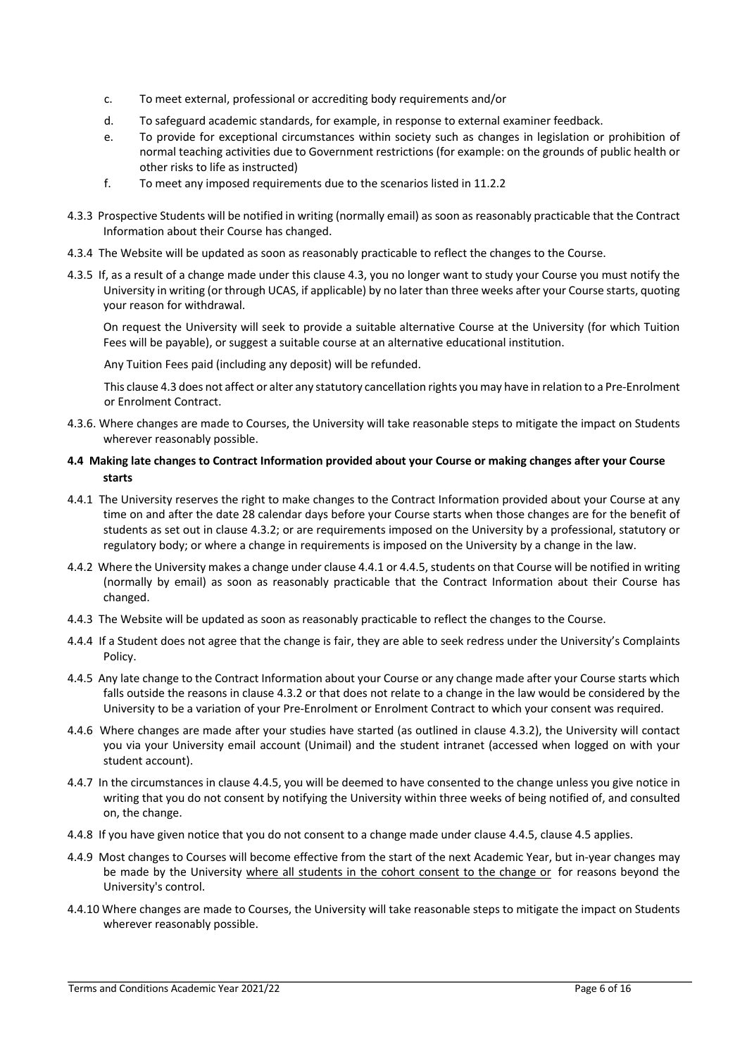c. To meet external, professional or accrediting body requirements and/or

d. To safeguard academic standards, for example, in response to external examiner feedback.

e. To provide for exceptional circumstances within society such as changes in legislation or prohibition of normal teaching activities due to Government restrictions (for example: on the grounds of public health or other risks to life as instructed)

f. To meet any imposed requirements due to the scenarios listed in 11.2.2

4.3.3 Prospective Students will be notified in writing (normally email) as soon as reasonably practicable that the Contract Information about their Course has changed.

4.3.4 The Website will be updated as soon as reasonably practicable to reflect the changes to the Course.

4.3.5 If, as a result of a change made under this clause 4.3, you no longer want to study your Course you must notify the University in writing (or through UCAS, if applicable) by no later than three weeks after your Course starts, quoting your reason for withdrawal.

On request the University will seek to provide a suitable alternative Course at the University (for which Tuition Fees will be payable), or suggest a suitable course at an alternative educational institution.

Any Tuition Fees paid (including any deposit) will be refunded.

This clause 4.3 does not affect or alter any statutory cancellation rights you may have in relation to a Pre-Enrolment or Enrolment Contract.

4.3.6. Where changes are made to Courses, the University will take reasonable steps to mitigate the impact on Students wherever reasonably possible.

**4.4 Making late changes to Contract Information provided about your Course or making changes after your Course starts**

4.4.1 The University reserves the right to make changes to the Contract Information provided about your Course at any time on and after the date 28 calendar days before your Course starts when those changes are for the benefit of students as set out in clause 4.3.2; or are requirements imposed on the University by a professional, statutory or regulatory body; or where a change in requirements is imposed on the University by a change in the law.

4.4.2 Where the University makes a change under clause 4.4.1 or 4.4.5, students on that Course will be notified in writing (normally by email) as soon as reasonably practicable that the Contract Information about their Course has changed.

4.4.3 The Website will be updated as soon as reasonably practicable to reflect the changes to the Course.

4.4.4 If a Student does not agree that the change is fair, they are able to seek redress under the University's Complaints Policy.

4.4.5 Any late change to the Contract Information about your Course or any change made after your Course starts which falls outside the reasons in clause 4.3.2 or that does not relate to a change in the law would be considered by the University to be a variation of your Pre-Enrolment or Enrolment Contract to which your consent was required.

4.4.6 Where changes are made after your studies have started (as outlined in clause 4.3.2), the University will contact you via your University email account (Unimail) and the student intranet (accessed when logged on with your student account).

4.4.7 In the circumstances in clause 4.4.5, you will be deemed to have consented to the change unless you give notice in writing that you do not consent by notifying the University within three weeks of being notified of, and consulted on, the change.

4.4.8 If you have given notice that you do not consent to a change made under clause 4.4.5, clause 4.5 applies.

4.4.9 Most changes to Courses will become effective from the start of the next Academic Year, but in-year changes may be made by the University where all students in the cohort consent to the change or for reasons beyond the University's control.

4.4.10 Where changes are made to Courses, the University will take reasonable steps to mitigate the impact on Students wherever reasonably possible.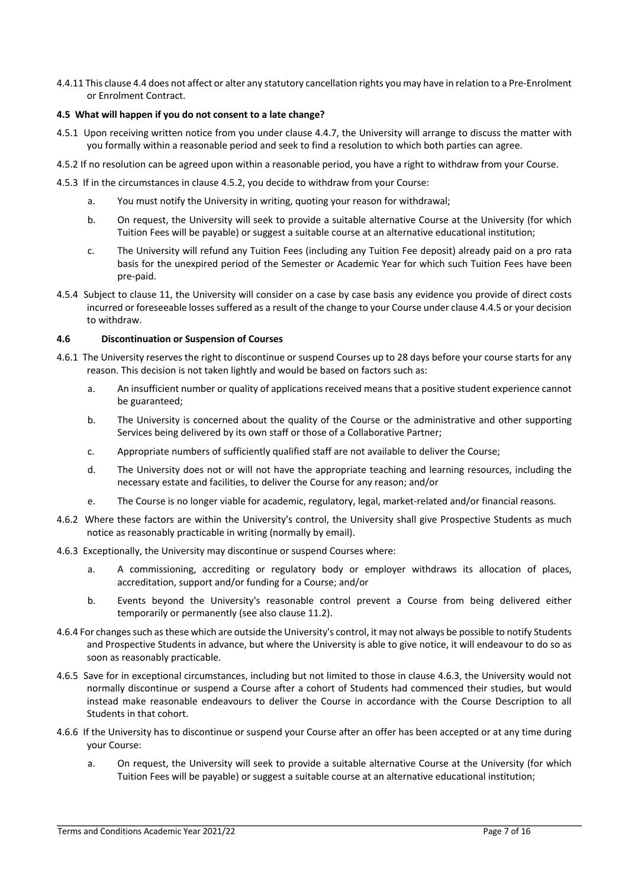4.4.11 This clause 4.4 does not affect or alter any statutory cancellation rights you may have in relation to a Pre-Enrolment or Enrolment Contract.

**4.5 What will happen if you do not consent to a late change?**

4.5.1 Upon receiving written notice from you under clause 4.4.7, the University will arrange to discuss the matter with you formally within a reasonable period and seek to find a resolution to which both parties can agree.

4.5.2 If no resolution can be agreed upon within a reasonable period, you have a right to withdraw from your Course.

4.5.3 If in the circumstances in clause 4.5.2, you decide to withdraw from your Course:

a. You must notify the University in writing, quoting your reason for withdrawal;

b. On request, the University will seek to provide a suitable alternative Course at the University (for which Tuition Fees will be payable) or suggest a suitable course at an alternative educational institution;

c. The University will refund any Tuition Fees (including any Tuition Fee deposit) already paid on a pro rata basis for the unexpired period of the Semester or Academic Year for which such Tuition Fees have been pre-paid.

4.5.4 Subject to clause 11, the University will consider on a case by case basis any evidence you provide of direct costs incurred or foreseeable losses suffered as a result of the change to your Course under clause 4.4.5 or your decision to withdraw.

**4.6 Discontinuation or Suspension of Courses**

4.6.1 The University reserves the right to discontinue or suspend Courses up to 28 days before your course starts for any reason. This decision is not taken lightly and would be based on factors such as:

a. An insufficient number or quality of applications received means that a positive student experience cannot be guaranteed;

b. The University is concerned about the quality of the Course or the administrative and other supporting Services being delivered by its own staff or those of a Collaborative Partner;

c. Appropriate numbers of sufficiently qualified staff are not available to deliver the Course;

d. The University does not or will not have the appropriate teaching and learning resources, including the necessary estate and facilities, to deliver the Course for any reason; and/or

e. The Course is no longer viable for academic, regulatory, legal, market-related and/or financial reasons.

4.6.2 Where these factors are within the University's control, the University shall give Prospective Students as much notice as reasonably practicable in writing (normally by email).

4.6.3 Exceptionally, the University may discontinue or suspend Courses where:

a. A commissioning, accrediting or regulatory body or employer withdraws its allocation of places, accreditation, support and/or funding for a Course; and/or

b. Events beyond the University's reasonable control prevent a Course from being delivered either temporarily or permanently (see also clause 11.2).

4.6.4 For changes such as these which are outside the University's control, it may not always be possible to notify Students and Prospective Students in advance, but where the University is able to give notice, it will endeavour to do so as soon as reasonably practicable.

4.6.5 Save for in exceptional circumstances, including but not limited to those in clause 4.6.3, the University would not normally discontinue or suspend a Course after a cohort of Students had commenced their studies, but would instead make reasonable endeavours to deliver the Course in accordance with the Course Description to all Students in that cohort.

4.6.6 If the University has to discontinue or suspend your Course after an offer has been accepted or at any time during your Course:

a. On request, the University will seek to provide a suitable alternative Course at the University (for which Tuition Fees will be payable) or suggest a suitable course at an alternative educational institution;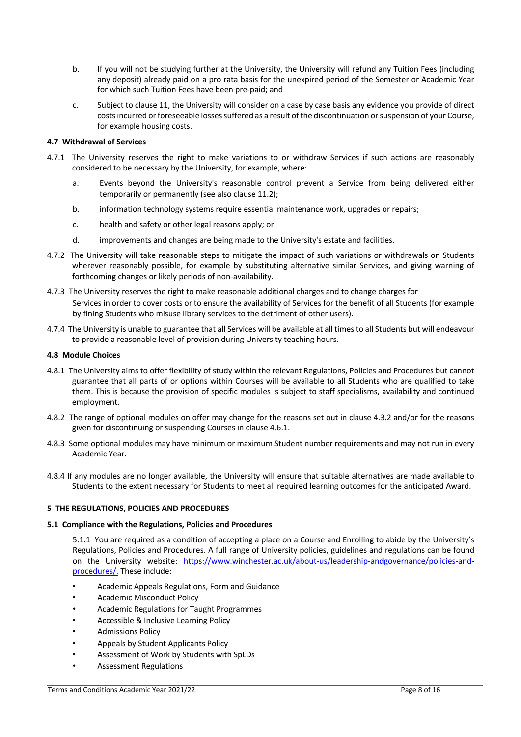b. If you will not be studying further at the University, the University will refund any Tuition Fees (including any deposit) already paid on a pro rata basis for the unexpired period of the Semester or Academic Year for which such Tuition Fees have been pre-paid; and

c. Subject to clause 11, the University will consider on a case by case basis any evidence you provide of direct costs incurred or foreseeable losses suffered as a result of the discontinuation or suspension of your Course, for example housing costs.

#### 4.7 Withdrawal of Services

4.7.1 The University reserves the right to make variations to or withdraw Services if such actions are reasonably considered to be necessary by the University, for example, where:

a. Events beyond the University's reasonable control prevent a Service from being delivered either temporarily or permanently (see also clause 11.2);

b. information technology systems require essential maintenance work, upgrades or repairs;

c. health and safety or other legal reasons apply; or

d. improvements and changes are being made to the University's estate and facilities.

4.7.2 The University will take reasonable steps to mitigate the impact of such variations or withdrawals on Students wherever reasonably possible, for example by substituting alternative similar Services, and giving warning of forthcoming changes or likely periods of non-availability.

4.7.3 The University reserves the right to make reasonable additional charges and to change charges for Services in order to cover costs or to ensure the availability of Services for the benefit of all Students (for example by fining Students who misuse library services to the detriment of other users).

4.7.4 The University is unable to guarantee that all Services will be available at all times to all Students but will endeavour to provide a reasonable level of provision during University teaching hours.

#### 4.8 Module Choices

4.8.1 The University aims to offer flexibility of study within the relevant Regulations, Policies and Procedures but cannot guarantee that all parts of or options within Courses will be available to all Students who are qualified to take them. This is because the provision of specific modules is subject to staff specialisms, availability and continued employment.

4.8.2 The range of optional modules on offer may change for the reasons set out in clause 4.3.2 and/or for the reasons given for discontinuing or suspending Courses in clause 4.6.1.

4.8.3 Some optional modules may have minimum or maximum Student number requirements and may not run in every Academic Year.

4.8.4 If any modules are no longer available, the University will ensure that suitable alternatives are made available to Students to the extent necessary for Students to meet all required learning outcomes for the anticipated Award.

### 5 THE REGULATIONS, POLICIES AND PROCEDURES

#### 5.1 Compliance with the Regulations, Policies and Procedures

5.1.1 You are required as a condition of accepting a place on a Course and Enrolling to abide by the University's Regulations, Policies and Procedures. A full range of University policies, guidelines and regulations can be found on the University website: [https://www.winchester.ac.uk/about-us/leadership-andgovernance/policies-and-procedures/.](https://www.winchester.ac.uk/about-us/leadership-andgovernance/policies-and-procedures/) These include:

- Academic Appeals Regulations, Form and Guidance
- Academic Misconduct Policy
- Academic Regulations for Taught Programmes
- Accessible & Inclusive Learning Policy
- Admissions Policy
- Appeals by Student Applicants Policy
- Assessment of Work by Students with SpLDs
- Assessment Regulations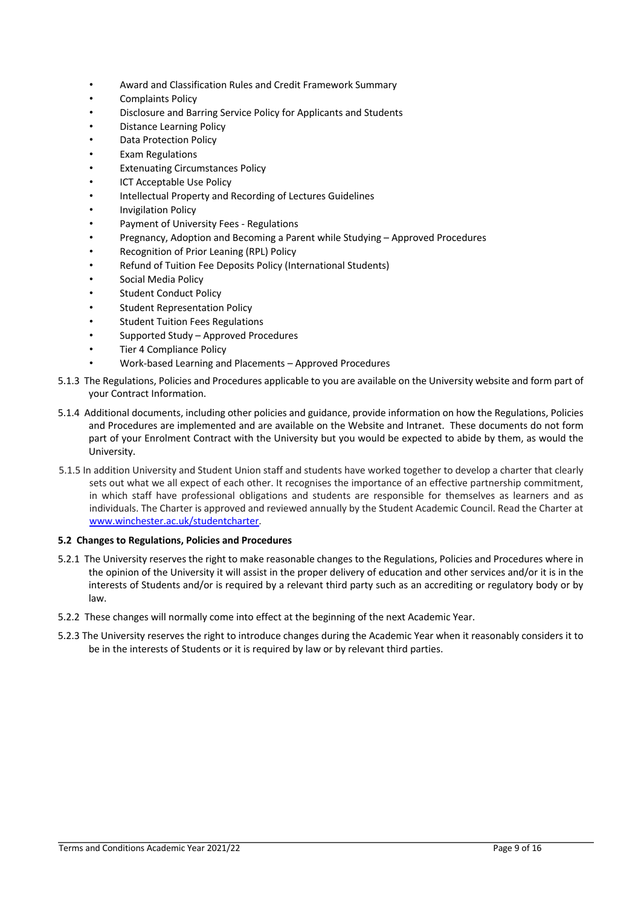- Award and Classification Rules and Credit Framework Summary
- Complaints Policy
- Disclosure and Barring Service Policy for Applicants and Students
- Distance Learning Policy
- Data Protection Policy
- Exam Regulations
- Extenuating Circumstances Policy
- ICT Acceptable Use Policy
- Intellectual Property and Recording of Lectures Guidelines
- Invigilation Policy
- Payment of University Fees - Regulations
- Pregnancy, Adoption and Becoming a Parent while Studying – Approved Procedures
- Recognition of Prior Leaning (RPL) Policy
- Refund of Tuition Fee Deposits Policy (International Students)
- Social Media Policy
- Student Conduct Policy
- Student Representation Policy
- Student Tuition Fees Regulations
- Supported Study – Approved Procedures
- Tier 4 Compliance Policy
- Work-based Learning and Placements – Approved Procedures

5.1.3 The Regulations, Policies and Procedures applicable to you are available on the University website and form part of your Contract Information.

5.1.4 Additional documents, including other policies and guidance, provide information on how the Regulations, Policies and Procedures are implemented and are available on the Website and Intranet. These documents do not form part of your Enrolment Contract with the University but you would be expected to abide by them, as would the University.

5.1.5 In addition University and Student Union staff and students have worked together to develop a charter that clearly sets out what we all expect of each other. It recognises the importance of an effective partnership commitment, in which staff have professional obligations and students are responsible for themselves as learners and as individuals. The Charter is approved and reviewed annually by the Student Academic Council. Read the Charter at [www.winchester.ac.uk/studentcharter](www.winchester.ac.uk/studentcharter).

**5.2 Changes to Regulations, Policies and Procedures**

5.2.1 The University reserves the right to make reasonable changes to the Regulations, Policies and Procedures where in the opinion of the University it will assist in the proper delivery of education and other services and/or it is in the interests of Students and/or is required by a relevant third party such as an accrediting or regulatory body or by law.

5.2.2 These changes will normally come into effect at the beginning of the next Academic Year.

5.2.3 The University reserves the right to introduce changes during the Academic Year when it reasonably considers it to be in the interests of Students or it is required by law or by relevant third parties.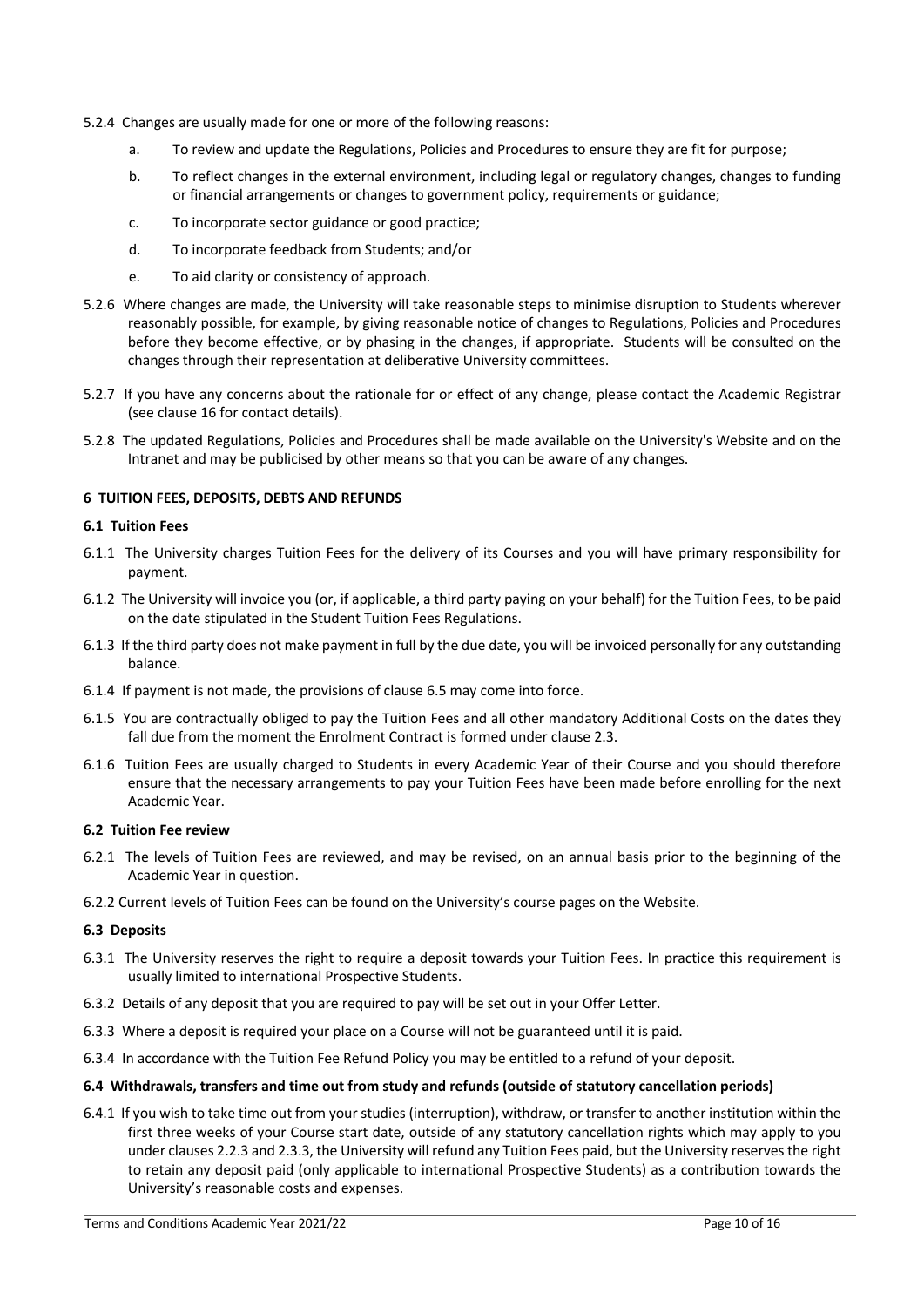5.2.4 Changes are usually made for one or more of the following reasons:

a. To review and update the Regulations, Policies and Procedures to ensure they are fit for purpose;

b. To reflect changes in the external environment, including legal or regulatory changes, changes to funding or financial arrangements or changes to government policy, requirements or guidance;

c. To incorporate sector guidance or good practice;

d. To incorporate feedback from Students; and/or

e. To aid clarity or consistency of approach.

5.2.6 Where changes are made, the University will take reasonable steps to minimise disruption to Students wherever reasonably possible, for example, by giving reasonable notice of changes to Regulations, Policies and Procedures before they become effective, or by phasing in the changes, if appropriate. Students will be consulted on the changes through their representation at deliberative University committees.

5.2.7 If you have any concerns about the rationale for or effect of any change, please contact the Academic Registrar (see clause 16 for contact details).

5.2.8 The updated Regulations, Policies and Procedures shall be made available on the University's Website and on the Intranet and may be publicised by other means so that you can be aware of any changes.

## 6 TUITION FEES, DEPOSITS, DEBTS AND REFUNDS

### 6.1 Tuition Fees

6.1.1 The University charges Tuition Fees for the delivery of its Courses and you will have primary responsibility for payment.

6.1.2 The University will invoice you (or, if applicable, a third party paying on your behalf) for the Tuition Fees, to be paid on the date stipulated in the Student Tuition Fees Regulations.

6.1.3 If the third party does not make payment in full by the due date, you will be invoiced personally for any outstanding balance.

6.1.4 If payment is not made, the provisions of clause 6.5 may come into force.

6.1.5 You are contractually obliged to pay the Tuition Fees and all other mandatory Additional Costs on the dates they fall due from the moment the Enrolment Contract is formed under clause 2.3.

6.1.6 Tuition Fees are usually charged to Students in every Academic Year of their Course and you should therefore ensure that the necessary arrangements to pay your Tuition Fees have been made before enrolling for the next Academic Year.

### 6.2 Tuition Fee review

6.2.1 The levels of Tuition Fees are reviewed, and may be revised, on an annual basis prior to the beginning of the Academic Year in question.

6.2.2 Current levels of Tuition Fees can be found on the University's course pages on the Website.

### 6.3 Deposits

6.3.1 The University reserves the right to require a deposit towards your Tuition Fees. In practice this requirement is usually limited to international Prospective Students.

6.3.2 Details of any deposit that you are required to pay will be set out in your Offer Letter.

6.3.3 Where a deposit is required your place on a Course will not be guaranteed until it is paid.

6.3.4 In accordance with the Tuition Fee Refund Policy you may be entitled to a refund of your deposit.

### 6.4 Withdrawals, transfers and time out from study and refunds (outside of statutory cancellation periods)

6.4.1 If you wish to take time out from your studies (interruption), withdraw, or transfer to another institution within the first three weeks of your Course start date, outside of any statutory cancellation rights which may apply to you under clauses 2.2.3 and 2.3.3, the University will refund any Tuition Fees paid, but the University reserves the right to retain any deposit paid (only applicable to international Prospective Students) as a contribution towards the University's reasonable costs and expenses.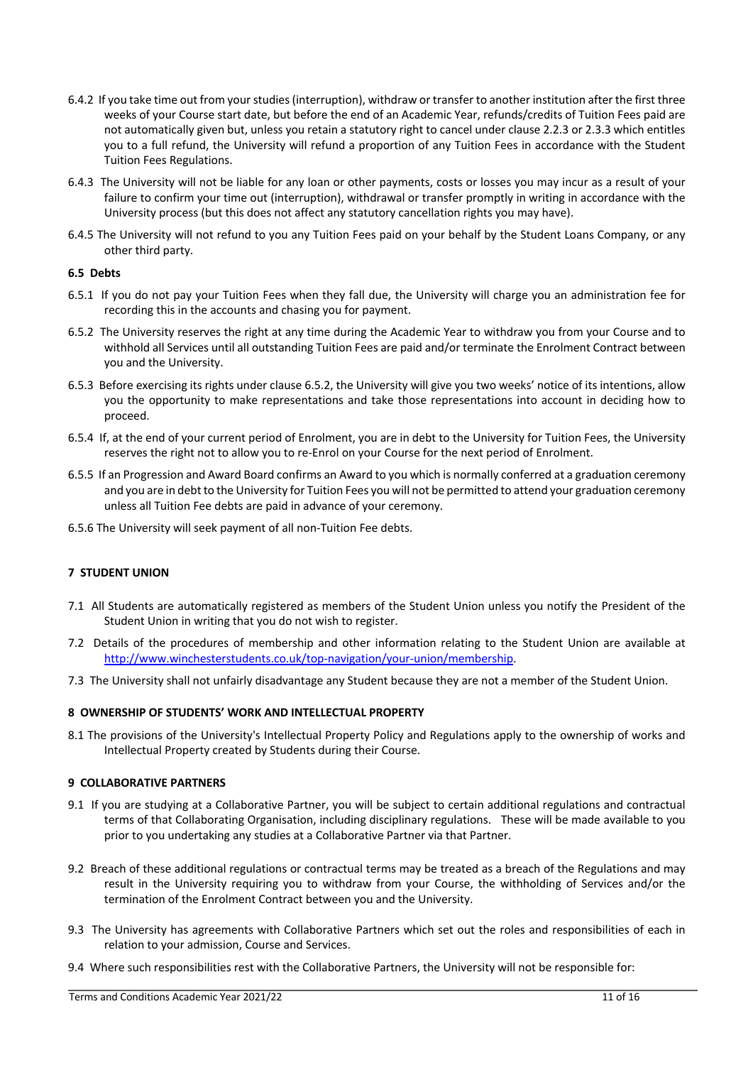6.4.2 If you take time out from your studies (interruption), withdraw or transfer to another institution after the first three weeks of your Course start date, but before the end of an Academic Year, refunds/credits of Tuition Fees paid are not automatically given but, unless you retain a statutory right to cancel under clause 2.2.3 or 2.3.3 which entitles you to a full refund, the University will refund a proportion of any Tuition Fees in accordance with the Student Tuition Fees Regulations.

6.4.3 The University will not be liable for any loan or other payments, costs or losses you may incur as a result of your failure to confirm your time out (interruption), withdrawal or transfer promptly in writing in accordance with the University process (but this does not affect any statutory cancellation rights you may have).

6.4.5 The University will not refund to you any Tuition Fees paid on your behalf by the Student Loans Company, or any other third party.

**6.5 Debts**

6.5.1 If you do not pay your Tuition Fees when they fall due, the University will charge you an administration fee for recording this in the accounts and chasing you for payment.

6.5.2 The University reserves the right at any time during the Academic Year to withdraw you from your Course and to withhold all Services until all outstanding Tuition Fees are paid and/or terminate the Enrolment Contract between you and the University.

6.5.3 Before exercising its rights under clause 6.5.2, the University will give you two weeks' notice of its intentions, allow you the opportunity to make representations and take those representations into account in deciding how to proceed.

6.5.4 If, at the end of your current period of Enrolment, you are in debt to the University for Tuition Fees, the University reserves the right not to allow you to re-Enrol on your Course for the next period of Enrolment.

6.5.5 If an Progression and Award Board confirms an Award to you which is normally conferred at a graduation ceremony and you are in debt to the University for Tuition Fees you will not be permitted to attend your graduation ceremony unless all Tuition Fee debts are paid in advance of your ceremony.

6.5.6 The University will seek payment of all non-Tuition Fee debts.

## 7 STUDENT UNION

7.1 All Students are automatically registered as members of the Student Union unless you notify the President of the Student Union in writing that you do not wish to register.

7.2 Details of the procedures of membership and other information relating to the Student Union are available at [http://www.winchesterstudents.co.uk/top-navigation/your-union/membership](http://www.winchesterstudents.co.uk/top-navigation/your-union/membership).

7.3 The University shall not unfairly disadvantage any Student because they are not a member of the Student Union.

## 8 OWNERSHIP OF STUDENTS' WORK AND INTELLECTUAL PROPERTY

8.1 The provisions of the University's Intellectual Property Policy and Regulations apply to the ownership of works and Intellectual Property created by Students during their Course.

## 9 COLLABORATIVE PARTNERS

9.1 If you are studying at a Collaborative Partner, you will be subject to certain additional regulations and contractual terms of that Collaborating Organisation, including disciplinary regulations. These will be made available to you prior to you undertaking any studies at a Collaborative Partner via that Partner.

9.2 Breach of these additional regulations or contractual terms may be treated as a breach of the Regulations and may result in the University requiring you to withdraw from your Course, the withholding of Services and/or the termination of the Enrolment Contract between you and the University.

9.3 The University has agreements with Collaborative Partners which set out the roles and responsibilities of each in relation to your admission, Course and Services.

9.4 Where such responsibilities rest with the Collaborative Partners, the University will not be responsible for: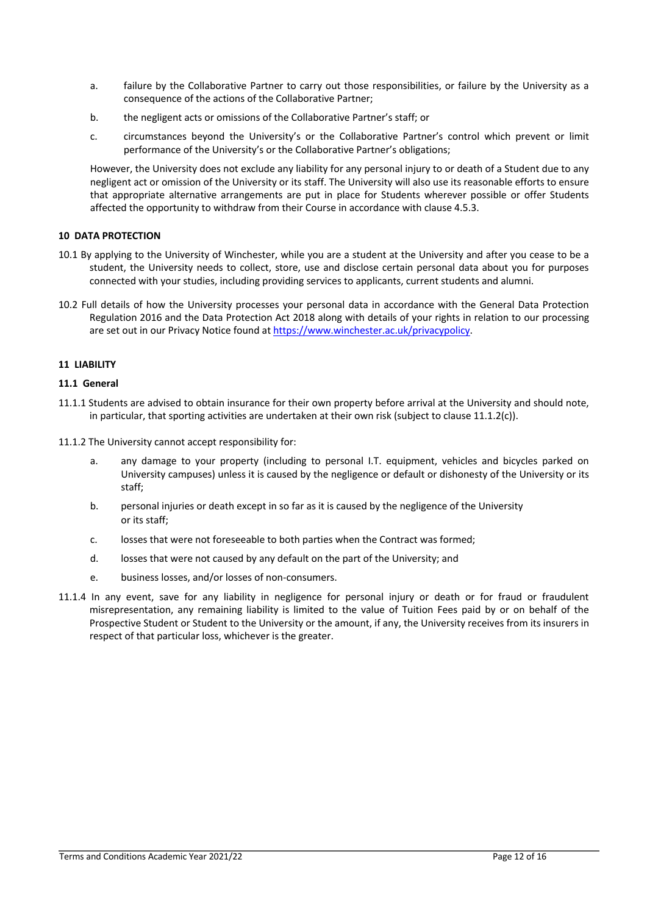a. failure by the Collaborative Partner to carry out those responsibilities, or failure by the University as a consequence of the actions of the Collaborative Partner;

b. the negligent acts or omissions of the Collaborative Partner's staff; or

c. circumstances beyond the University's or the Collaborative Partner's control which prevent or limit performance of the University's or the Collaborative Partner's obligations;

However, the University does not exclude any liability for any personal injury to or death of a Student due to any negligent act or omission of the University or its staff. The University will also use its reasonable efforts to ensure that appropriate alternative arrangements are put in place for Students wherever possible or offer Students affected the opportunity to withdraw from their Course in accordance with clause 4.5.3.

**10 DATA PROTECTION**

10.1 By applying to the University of Winchester, while you are a student at the University and after you cease to be a student, the University needs to collect, store, use and disclose certain personal data about you for purposes connected with your studies, including providing services to applicants, current students and alumni.

10.2 Full details of how the University processes your personal data in accordance with the General Data Protection Regulation 2016 and the Data Protection Act 2018 along with details of your rights in relation to our processing are set out in our Privacy Notice found at [https://www.winchester.ac.uk/privacypolicy](https://www.winchester.ac.uk/privacypolicy).

**11 LIABILITY**

**11.1 General**

11.1.1 Students are advised to obtain insurance for their own property before arrival at the University and should note, in particular, that sporting activities are undertaken at their own risk (subject to clause 11.1.2(c)).

11.1.2 The University cannot accept responsibility for:

a. any damage to your property (including to personal I.T. equipment, vehicles and bicycles parked on University campuses) unless it is caused by the negligence or default or dishonesty of the University or its staff;

b. personal injuries or death except in so far as it is caused by the negligence of the University or its staff;

c. losses that were not foreseeable to both parties when the Contract was formed;

d. losses that were not caused by any default on the part of the University; and

e. business losses, and/or losses of non-consumers.

11.1.4 In any event, save for any liability in negligence for personal injury or death or for fraud or fraudulent misrepresentation, any remaining liability is limited to the value of Tuition Fees paid by or on behalf of the Prospective Student or Student to the University or the amount, if any, the University receives from its insurers in respect of that particular loss, whichever is the greater.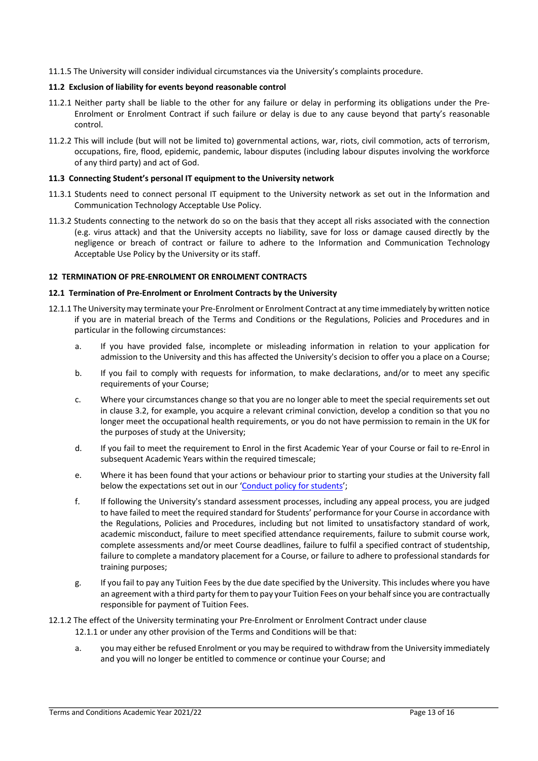11.1.5 The University will consider individual circumstances via the University's complaints procedure.

### 11.2 Exclusion of liability for events beyond reasonable control

11.2.1 Neither party shall be liable to the other for any failure or delay in performing its obligations under the Pre-Enrolment or Enrolment Contract if such failure or delay is due to any cause beyond that party's reasonable control.

11.2.2 This will include (but will not be limited to) governmental actions, war, riots, civil commotion, acts of terrorism, occupations, fire, flood, epidemic, pandemic, labour disputes (including labour disputes involving the workforce of any third party) and act of God.

### 11.3 Connecting Student's personal IT equipment to the University network

11.3.1 Students need to connect personal IT equipment to the University network as set out in the Information and Communication Technology Acceptable Use Policy.

11.3.2 Students connecting to the network do so on the basis that they accept all risks associated with the connection (e.g. virus attack) and that the University accepts no liability, save for loss or damage caused directly by the negligence or breach of contract or failure to adhere to the Information and Communication Technology Acceptable Use Policy by the University or its staff.

## 12 TERMINATION OF PRE-ENROLMENT OR ENROLMENT CONTRACTS

### 12.1 Termination of Pre-Enrolment or Enrolment Contracts by the University

12.1.1 The University may terminate your Pre-Enrolment or Enrolment Contract at any time immediately by written notice if you are in material breach of the Terms and Conditions or the Regulations, Policies and Procedures and in particular in the following circumstances:

a. If you have provided false, incomplete or misleading information in relation to your application for admission to the University and this has affected the University's decision to offer you a place on a Course;

b. If you fail to comply with requests for information, to make declarations, and/or to meet any specific requirements of your Course;

c. Where your circumstances change so that you are no longer able to meet the special requirements set out in clause 3.2, for example, you acquire a relevant criminal conviction, develop a condition so that you no longer meet the occupational health requirements, or you do not have permission to remain in the UK for the purposes of study at the University;

d. If you fail to meet the requirement to Enrol in the first Academic Year of your Course or fail to re-Enrol in subsequent Academic Years within the required timescale;

e. Where it has been found that your actions or behaviour prior to starting your studies at the University fall below the expectations set out in our 'Conduct policy for students';

f. If following the University's standard assessment processes, including any appeal process, you are judged to have failed to meet the required standard for Students' performance for your Course in accordance with the Regulations, Policies and Procedures, including but not limited to unsatisfactory standard of work, academic misconduct, failure to meet specified attendance requirements, failure to submit course work, complete assessments and/or meet Course deadlines, failure to fulfil a specified contract of studentship, failure to complete a mandatory placement for a Course, or failure to adhere to professional standards for training purposes;

g. If you fail to pay any Tuition Fees by the due date specified by the University. This includes where you have an agreement with a third party for them to pay your Tuition Fees on your behalf since you are contractually responsible for payment of Tuition Fees.

12.1.2 The effect of the University terminating your Pre-Enrolment or Enrolment Contract under clause 12.1.1 or under any other provision of the Terms and Conditions will be that:

a. you may either be refused Enrolment or you may be required to withdraw from the University immediately and you will no longer be entitled to commence or continue your Course; and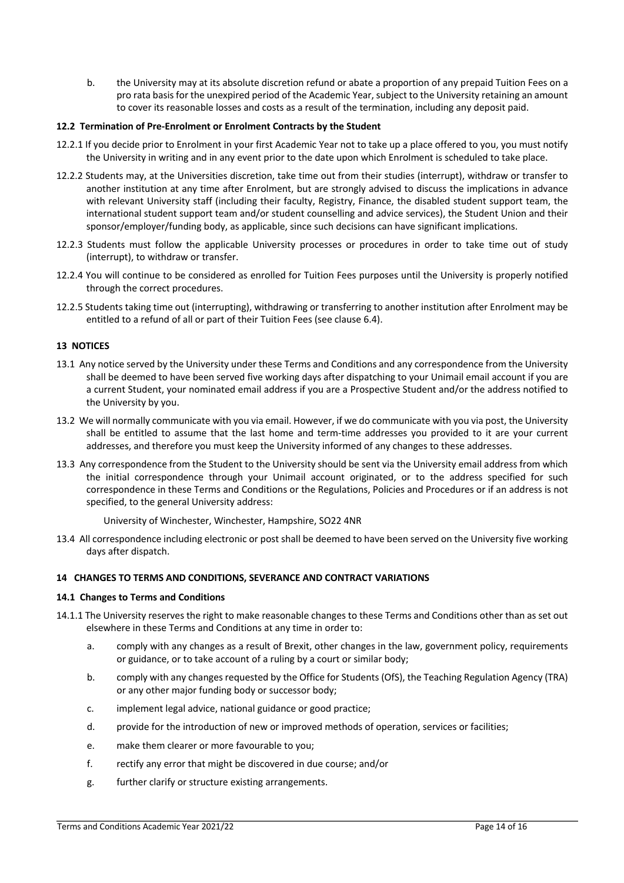b. the University may at its absolute discretion refund or abate a proportion of any prepaid Tuition Fees on a pro rata basis for the unexpired period of the Academic Year, subject to the University retaining an amount to cover its reasonable losses and costs as a result of the termination, including any deposit paid.

**12.2 Termination of Pre-Enrolment or Enrolment Contracts by the Student**

12.2.1 If you decide prior to Enrolment in your first Academic Year not to take up a place offered to you, you must notify the University in writing and in any event prior to the date upon which Enrolment is scheduled to take place.

12.2.2 Students may, at the Universities discretion, take time out from their studies (interrupt), withdraw or transfer to another institution at any time after Enrolment, but are strongly advised to discuss the implications in advance with relevant University staff (including their faculty, Registry, Finance, the disabled student support team, the international student support team and/or student counselling and advice services), the Student Union and their sponsor/employer/funding body, as applicable, since such decisions can have significant implications.

12.2.3 Students must follow the applicable University processes or procedures in order to take time out of study (interrupt), to withdraw or transfer.

12.2.4 You will continue to be considered as enrolled for Tuition Fees purposes until the University is properly notified through the correct procedures.

12.2.5 Students taking time out (interrupting), withdrawing or transferring to another institution after Enrolment may be entitled to a refund of all or part of their Tuition Fees (see clause 6.4).

## 13 NOTICES

13.1 Any notice served by the University under these Terms and Conditions and any correspondence from the University shall be deemed to have been served five working days after dispatching to your Unimail email account if you are a current Student, your nominated email address if you are a Prospective Student and/or the address notified to the University by you.

13.2 We will normally communicate with you via email. However, if we do communicate with you via post, the University shall be entitled to assume that the last home and term-time addresses you provided to it are your current addresses, and therefore you must keep the University informed of any changes to these addresses.

13.3 Any correspondence from the Student to the University should be sent via the University email address from which the initial correspondence through your Unimail account originated, or to the address specified for such correspondence in these Terms and Conditions or the Regulations, Policies and Procedures or if an address is not specified, to the general University address:

University of Winchester, Winchester, Hampshire, SO22 4NR

13.4 All correspondence including electronic or post shall be deemed to have been served on the University five working days after dispatch.

## 14 CHANGES TO TERMS AND CONDITIONS, SEVERANCE AND CONTRACT VARIATIONS

**14.1 Changes to Terms and Conditions**

14.1.1 The University reserves the right to make reasonable changes to these Terms and Conditions other than as set out elsewhere in these Terms and Conditions at any time in order to:

a. comply with any changes as a result of Brexit, other changes in the law, government policy, requirements or guidance, or to take account of a ruling by a court or similar body;

b. comply with any changes requested by the Office for Students (OfS), the Teaching Regulation Agency (TRA) or any other major funding body or successor body;

c. implement legal advice, national guidance or good practice;

d. provide for the introduction of new or improved methods of operation, services or facilities;

e. make them clearer or more favourable to you;

f. rectify any error that might be discovered in due course; and/or

g. further clarify or structure existing arrangements.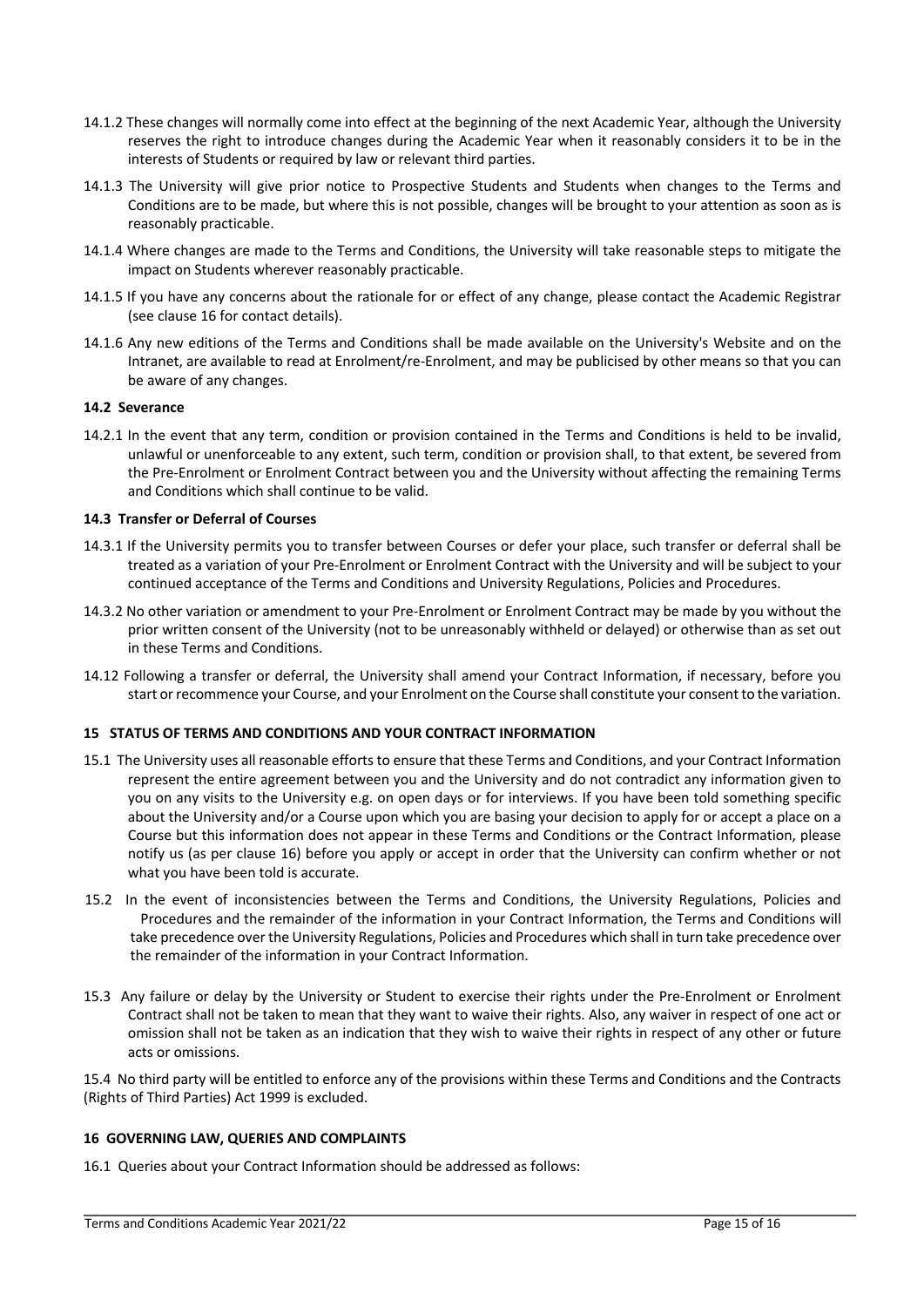14.1.2 These changes will normally come into effect at the beginning of the next Academic Year, although the University reserves the right to introduce changes during the Academic Year when it reasonably considers it to be in the interests of Students or required by law or relevant third parties.

14.1.3 The University will give prior notice to Prospective Students and Students when changes to the Terms and Conditions are to be made, but where this is not possible, changes will be brought to your attention as soon as is reasonably practicable.

14.1.4 Where changes are made to the Terms and Conditions, the University will take reasonable steps to mitigate the impact on Students wherever reasonably practicable.

14.1.5 If you have any concerns about the rationale for or effect of any change, please contact the Academic Registrar (see clause 16 for contact details).

14.1.6 Any new editions of the Terms and Conditions shall be made available on the University's Website and on the Intranet, are available to read at Enrolment/re-Enrolment, and may be publicised by other means so that you can be aware of any changes.

**14.2 Severance**

14.2.1 In the event that any term, condition or provision contained in the Terms and Conditions is held to be invalid, unlawful or unenforceable to any extent, such term, condition or provision shall, to that extent, be severed from the Pre-Enrolment or Enrolment Contract between you and the University without affecting the remaining Terms and Conditions which shall continue to be valid.

**14.3 Transfer or Deferral of Courses**

14.3.1 If the University permits you to transfer between Courses or defer your place, such transfer or deferral shall be treated as a variation of your Pre-Enrolment or Enrolment Contract with the University and will be subject to your continued acceptance of the Terms and Conditions and University Regulations, Policies and Procedures.

14.3.2 No other variation or amendment to your Pre-Enrolment or Enrolment Contract may be made by you without the prior written consent of the University (not to be unreasonably withheld or delayed) or otherwise than as set out in these Terms and Conditions.

14.12 Following a transfer or deferral, the University shall amend your Contract Information, if necessary, before you start or recommence your Course, and your Enrolment on the Course shall constitute your consent to the variation.

**15 STATUS OF TERMS AND CONDITIONS AND YOUR CONTRACT INFORMATION**

15.1 The University uses all reasonable efforts to ensure that these Terms and Conditions, and your Contract Information represent the entire agreement between you and the University and do not contradict any information given to you on any visits to the University e.g. on open days or for interviews. If you have been told something specific about the University and/or a Course upon which you are basing your decision to apply for or accept a place on a Course but this information does not appear in these Terms and Conditions or the Contract Information, please notify us (as per clause 16) before you apply or accept in order that the University can confirm whether or not what you have been told is accurate.

15.2 In the event of inconsistencies between the Terms and Conditions, the University Regulations, Policies and Procedures and the remainder of the information in your Contract Information, the Terms and Conditions will take precedence over the University Regulations, Policies and Procedures which shall in turn take precedence over the remainder of the information in your Contract Information.

15.3 Any failure or delay by the University or Student to exercise their rights under the Pre-Enrolment or Enrolment Contract shall not be taken to mean that they want to waive their rights. Also, any waiver in respect of one act or omission shall not be taken as an indication that they wish to waive their rights in respect of any other or future acts or omissions.

15.4 No third party will be entitled to enforce any of the provisions within these Terms and Conditions and the Contracts (Rights of Third Parties) Act 1999 is excluded.

**16 GOVERNING LAW, QUERIES AND COMPLAINTS**

16.1 Queries about your Contract Information should be addressed as follows: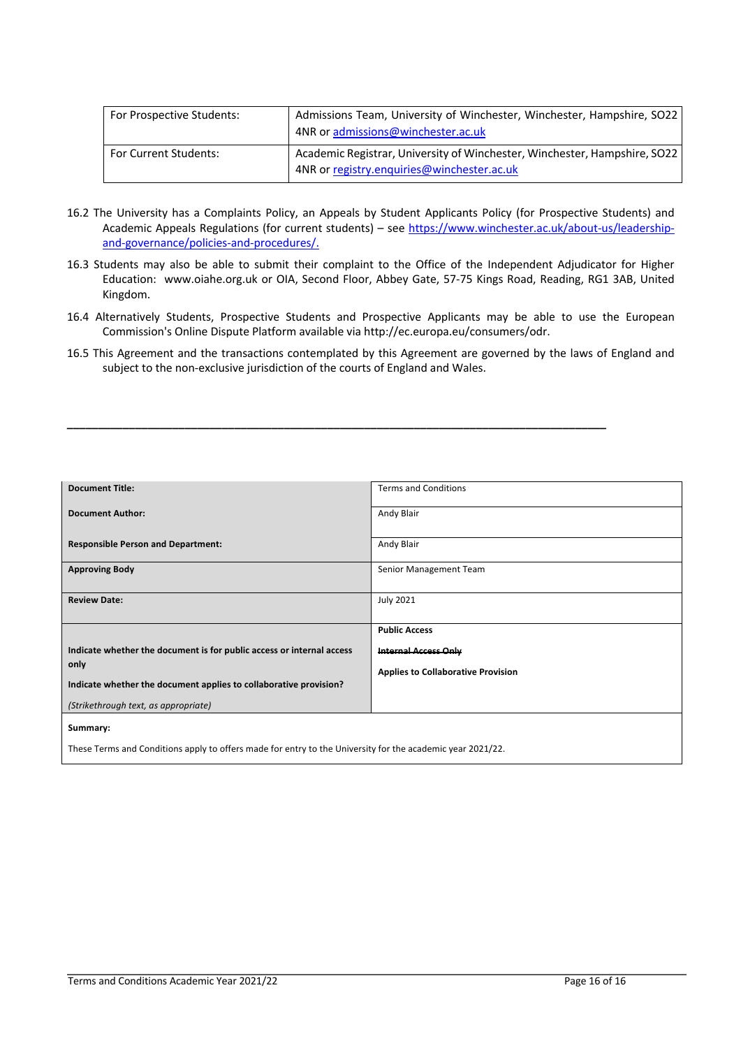| | |
|---|---|
| For Prospective Students: | Admissions Team, University of Winchester, Winchester, Hampshire, SO22 4NR or admissions@winchester.ac.uk |
| For Current Students: | Academic Registrar, University of Winchester, Winchester, Hampshire, SO22 4NR or registry.enquiries@winchester.ac.uk |

16.2 The University has a Complaints Policy, an Appeals by Student Applicants Policy (for Prospective Students) and Academic Appeals Regulations (for current students) – see https://www.winchester.ac.uk/about-us/leadership-and-governance/policies-and-procedures/.

16.3 Students may also be able to submit their complaint to the Office of the Independent Adjudicator for Higher Education: www.oiahe.org.uk or OIA, Second Floor, Abbey Gate, 57-75 Kings Road, Reading, RG1 3AB, United Kingdom.

16.4 Alternatively Students, Prospective Students and Prospective Applicants may be able to use the European Commission's Online Dispute Platform available via http://ec.europa.eu/consumers/odr.

16.5 This Agreement and the transactions contemplated by this Agreement are governed by the laws of England and subject to the non-exclusive jurisdiction of the courts of England and Wales.

---

| | |
|---|---|
| **Document Title:** | Terms and Conditions |
| **Document Author:** | Andy Blair |
| **Responsible Person and Department:** | Andy Blair |
| **Approving Body** | Senior Management Team |
| **Review Date:** | July 2021 |
| **Indicate whether the document is for public access or internal access only** <br> **Indicate whether the document applies to collaborative provision?** <br> *(Strikethrough text, as appropriate)* | **Public Access** <br> ~~**Internal Access Only**~~ <br> **Applies to Collaborative Provision** |
| **Summary:** <br> These Terms and Conditions apply to offers made for entry to the University for the academic year 2021/22. | |